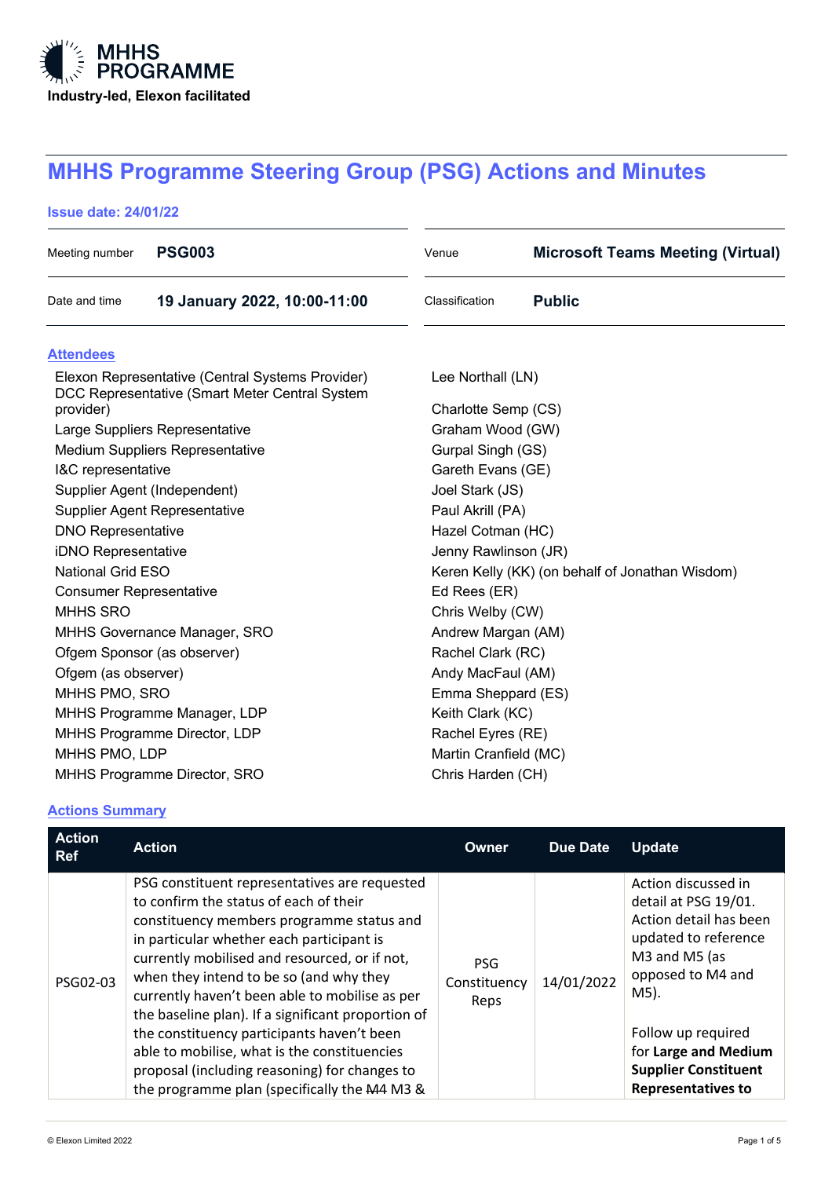MHHS PROGRAMME

Industry-led, Elexon facilitated

# MHHS Programme Steering Group (PSG) Actions and Minutes

**Issue date: 24/01/22**

| | | | |
|---|---|---|---|
| Meeting number | **PSG003** | Venue | **Microsoft Teams Meeting (Virtual)** |
| Date and time | **19 January 2022, 10:00-11:00** | Classification | **Public** |

## Attendees

| | |
|---|---|
| Elexon Representative (Central Systems Provider) | Lee Northall (LN) |
| DCC Representative (Smart Meter Central System provider) | Charlotte Semp (CS) |
| Large Suppliers Representative | Graham Wood (GW) |
| Medium Suppliers Representative | Gurpal Singh (GS) |
| I&C representative | Gareth Evans (GE) |
| Supplier Agent (Independent) | Joel Stark (JS) |
| Supplier Agent Representative | Paul Akrill (PA) |
| DNO Representative | Hazel Cotman (HC) |
| iDNO Representative | Jenny Rawlinson (JR) |
| National Grid ESO | Keren Kelly (KK) (on behalf of Jonathan Wisdom) |
| Consumer Representative | Ed Rees (ER) |
| MHHS SRO | Chris Welby (CW) |
| MHHS Governance Manager, SRO | Andrew Margan (AM) |
| Ofgem Sponsor (as observer) | Rachel Clark (RC) |
| Ofgem (as observer) | Andy MacFaul (AM) |
| MHHS PMO, SRO | Emma Sheppard (ES) |
| MHHS Programme Manager, LDP | Keith Clark (KC) |
| MHHS Programme Director, LDP | Rachel Eyres (RE) |
| MHHS PMO, LDP | Martin Cranfield (MC) |
| MHHS Programme Director, SRO | Chris Harden (CH) |

## Actions Summary

| Action Ref | Action | Owner | Due Date | Update |
|---|---|---|---|---|
| PSG02-03 | PSG constituent representatives are requested to confirm the status of each of their constituency members programme status and in particular whether each participant is currently mobilised and resourced, or if not, when they intend to be so (and why they currently haven't been able to mobilise as per the baseline plan). If a significant proportion of the constituency participants haven't been able to mobilise, what is the constituencies proposal (including reasoning) for changes to the programme plan (specifically the ~~M4~~ M3 & | PSG Constituency Reps | 14/01/2022 | Action discussed in detail at PSG 19/01. Action detail has been updated to reference M3 and M5 (as opposed to M4 and M5).<br><br>Follow up required for **Large and Medium Supplier Constituent Representatives to** |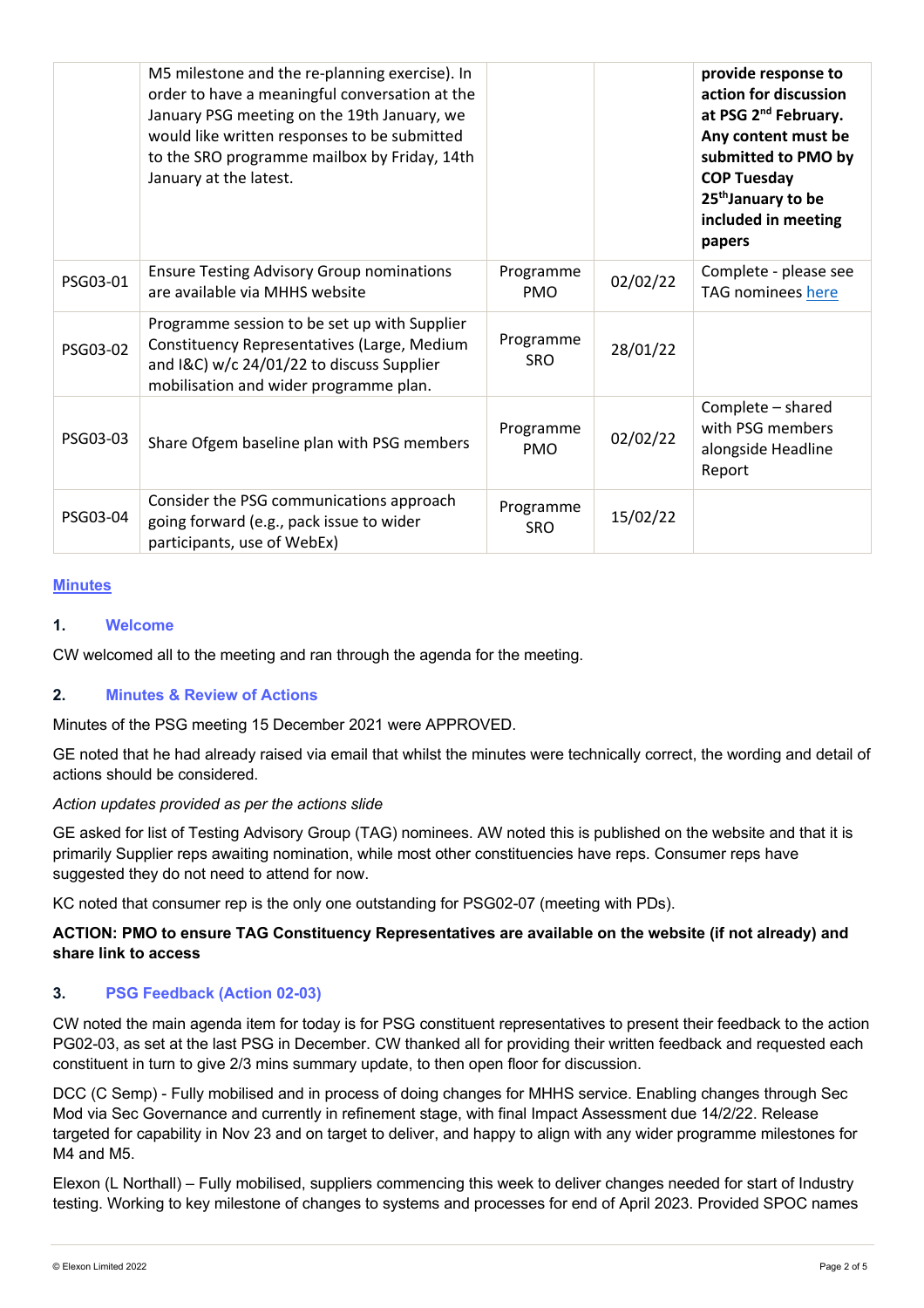| | | | | |
|---|---|---|---|---|
| | M5 milestone and the re-planning exercise). In order to have a meaningful conversation at the January PSG meeting on the 19th January, we would like written responses to be submitted to the SRO programme mailbox by Friday, 14th January at the latest. | | | **provide response to action for discussion at PSG 2nd February. Any content must be submitted to PMO by COP Tuesday 25th January to be included in meeting papers** |
| PSG03-01 | Ensure Testing Advisory Group nominations are available via MHHS website | Programme PMO | 02/02/22 | Complete - please see TAG nominees here |
| PSG03-02 | Programme session to be set up with Supplier Constituency Representatives (Large, Medium and I&C) w/c 24/01/22 to discuss Supplier mobilisation and wider programme plan. | Programme SRO | 28/01/22 | |
| PSG03-03 | Share Ofgem baseline plan with PSG members | Programme PMO | 02/02/22 | Complete – shared with PSG members alongside Headline Report |
| PSG03-04 | Consider the PSG communications approach going forward (e.g., pack issue to wider participants, use of WebEx) | Programme SRO | 15/02/22 | |

## Minutes

### 1. Welcome

CW welcomed all to the meeting and ran through the agenda for the meeting.

### 2. Minutes & Review of Actions

Minutes of the PSG meeting 15 December 2021 were APPROVED.

GE noted that he had already raised via email that whilst the minutes were technically correct, the wording and detail of actions should be considered.

*Action updates provided as per the actions slide*

GE asked for list of Testing Advisory Group (TAG) nominees. AW noted this is published on the website and that it is primarily Supplier reps awaiting nomination, while most other constituencies have reps. Consumer reps have suggested they do not need to attend for now.

KC noted that consumer rep is the only one outstanding for PSG02-07 (meeting with PDs).

**ACTION: PMO to ensure TAG Constituency Representatives are available on the website (if not already) and share link to access**

### 3. PSG Feedback (Action 02-03)

CW noted the main agenda item for today is for PSG constituent representatives to present their feedback to the action PG02-03, as set at the last PSG in December. CW thanked all for providing their written feedback and requested each constituent in turn to give 2/3 mins summary update, to then open floor for discussion.

DCC (C Semp) - Fully mobilised and in process of doing changes for MHHS service. Enabling changes through Sec Mod via Sec Governance and currently in refinement stage, with final Impact Assessment due 14/2/22. Release targeted for capability in Nov 23 and on target to deliver, and happy to align with any wider programme milestones for M4 and M5.

Elexon (L Northall) – Fully mobilised, suppliers commencing this week to deliver changes needed for start of Industry testing. Working to key milestone of changes to systems and processes for end of April 2023. Provided SPOC names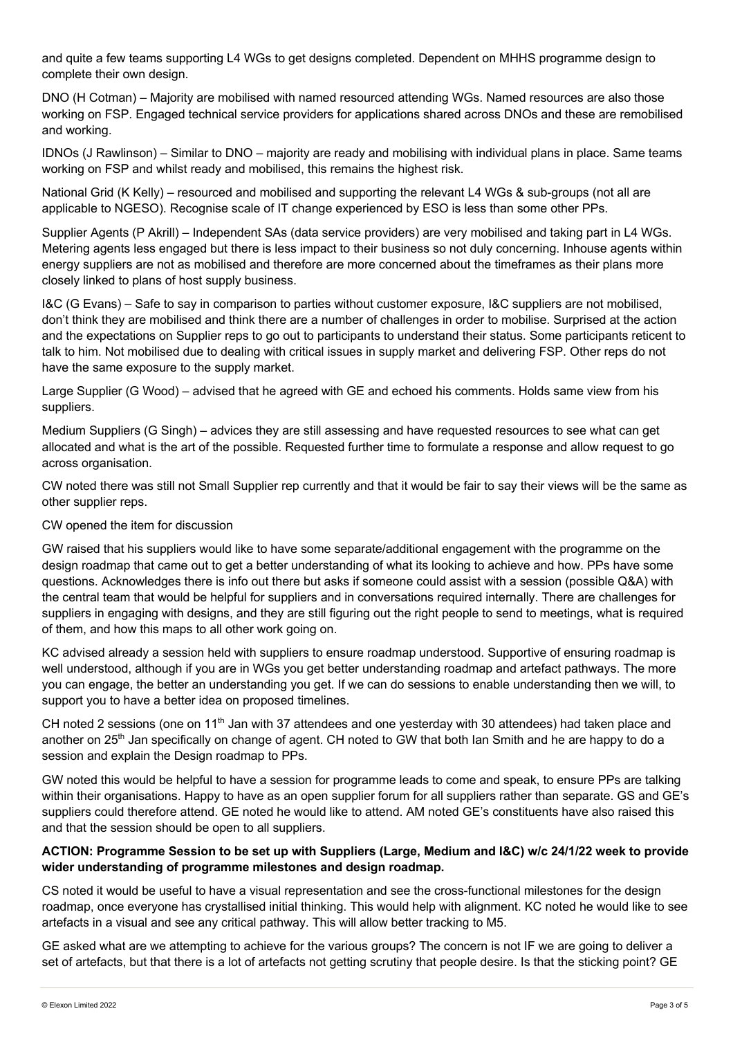and quite a few teams supporting L4 WGs to get designs completed. Dependent on MHHS programme design to complete their own design.

DNO (H Cotman) – Majority are mobilised with named resourced attending WGs. Named resources are also those working on FSP. Engaged technical service providers for applications shared across DNOs and these are remobilised and working.

IDNOs (J Rawlinson) – Similar to DNO – majority are ready and mobilising with individual plans in place. Same teams working on FSP and whilst ready and mobilised, this remains the highest risk.

National Grid (K Kelly) – resourced and mobilised and supporting the relevant L4 WGs & sub-groups (not all are applicable to NGESO). Recognise scale of IT change experienced by ESO is less than some other PPs.

Supplier Agents (P Akrill) – Independent SAs (data service providers) are very mobilised and taking part in L4 WGs. Metering agents less engaged but there is less impact to their business so not duly concerning. Inhouse agents within energy suppliers are not as mobilised and therefore are more concerned about the timeframes as their plans more closely linked to plans of host supply business.

I&C (G Evans) – Safe to say in comparison to parties without customer exposure, I&C suppliers are not mobilised, don't think they are mobilised and think there are a number of challenges in order to mobilise. Surprised at the action and the expectations on Supplier reps to go out to participants to understand their status. Some participants reticent to talk to him. Not mobilised due to dealing with critical issues in supply market and delivering FSP. Other reps do not have the same exposure to the supply market.

Large Supplier (G Wood) – advised that he agreed with GE and echoed his comments. Holds same view from his suppliers.

Medium Suppliers (G Singh) – advices they are still assessing and have requested resources to see what can get allocated and what is the art of the possible. Requested further time to formulate a response and allow request to go across organisation.

CW noted there was still not Small Supplier rep currently and that it would be fair to say their views will be the same as other supplier reps.

CW opened the item for discussion

GW raised that his suppliers would like to have some separate/additional engagement with the programme on the design roadmap that came out to get a better understanding of what its looking to achieve and how. PPs have some questions. Acknowledges there is info out there but asks if someone could assist with a session (possible Q&A) with the central team that would be helpful for suppliers and in conversations required internally. There are challenges for suppliers in engaging with designs, and they are still figuring out the right people to send to meetings, what is required of them, and how this maps to all other work going on.

KC advised already a session held with suppliers to ensure roadmap understood. Supportive of ensuring roadmap is well understood, although if you are in WGs you get better understanding roadmap and artefact pathways. The more you can engage, the better an understanding you get. If we can do sessions to enable understanding then we will, to support you to have a better idea on proposed timelines.

CH noted 2 sessions (one on 11th Jan with 37 attendees and one yesterday with 30 attendees) had taken place and another on 25th Jan specifically on change of agent. CH noted to GW that both Ian Smith and he are happy to do a session and explain the Design roadmap to PPs.

GW noted this would be helpful to have a session for programme leads to come and speak, to ensure PPs are talking within their organisations. Happy to have as an open supplier forum for all suppliers rather than separate. GS and GE's suppliers could therefore attend. GE noted he would like to attend. AM noted GE's constituents have also raised this and that the session should be open to all suppliers.

**ACTION: Programme Session to be set up with Suppliers (Large, Medium and I&C) w/c 24/1/22 week to provide wider understanding of programme milestones and design roadmap.**

CS noted it would be useful to have a visual representation and see the cross-functional milestones for the design roadmap, once everyone has crystallised initial thinking. This would help with alignment. KC noted he would like to see artefacts in a visual and see any critical pathway. This will allow better tracking to M5.

GE asked what are we attempting to achieve for the various groups? The concern is not IF we are going to deliver a set of artefacts, but that there is a lot of artefacts not getting scrutiny that people desire. Is that the sticking point? GE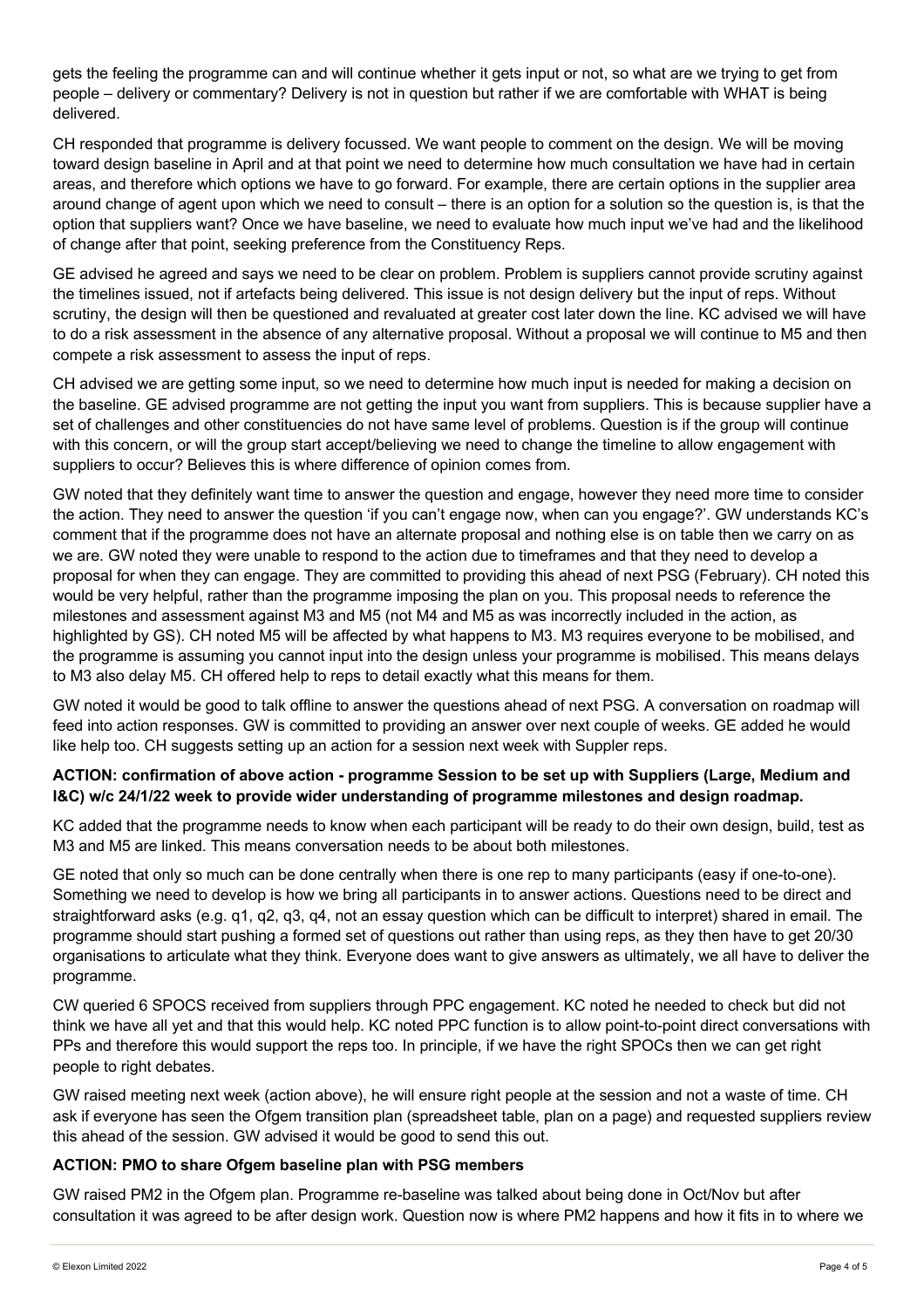gets the feeling the programme can and will continue whether it gets input or not, so what are we trying to get from people – delivery or commentary? Delivery is not in question but rather if we are comfortable with WHAT is being delivered.

CH responded that programme is delivery focussed. We want people to comment on the design. We will be moving toward design baseline in April and at that point we need to determine how much consultation we have had in certain areas, and therefore which options we have to go forward. For example, there are certain options in the supplier area around change of agent upon which we need to consult – there is an option for a solution so the question is, is that the option that suppliers want? Once we have baseline, we need to evaluate how much input we've had and the likelihood of change after that point, seeking preference from the Constituency Reps.

GE advised he agreed and says we need to be clear on problem. Problem is suppliers cannot provide scrutiny against the timelines issued, not if artefacts being delivered. This issue is not design delivery but the input of reps. Without scrutiny, the design will then be questioned and revaluated at greater cost later down the line. KC advised we will have to do a risk assessment in the absence of any alternative proposal. Without a proposal we will continue to M5 and then compete a risk assessment to assess the input of reps.

CH advised we are getting some input, so we need to determine how much input is needed for making a decision on the baseline. GE advised programme are not getting the input you want from suppliers. This is because supplier have a set of challenges and other constituencies do not have same level of problems. Question is if the group will continue with this concern, or will the group start accept/believing we need to change the timeline to allow engagement with suppliers to occur? Believes this is where difference of opinion comes from.

GW noted that they definitely want time to answer the question and engage, however they need more time to consider the action. They need to answer the question 'if you can't engage now, when can you engage?'. GW understands KC's comment that if the programme does not have an alternate proposal and nothing else is on table then we carry on as we are. GW noted they were unable to respond to the action due to timeframes and that they need to develop a proposal for when they can engage. They are committed to providing this ahead of next PSG (February). CH noted this would be very helpful, rather than the programme imposing the plan on you. This proposal needs to reference the milestones and assessment against M3 and M5 (not M4 and M5 as was incorrectly included in the action, as highlighted by GS). CH noted M5 will be affected by what happens to M3. M3 requires everyone to be mobilised, and the programme is assuming you cannot input into the design unless your programme is mobilised. This means delays to M3 also delay M5. CH offered help to reps to detail exactly what this means for them.

GW noted it would be good to talk offline to answer the questions ahead of next PSG. A conversation on roadmap will feed into action responses. GW is committed to providing an answer over next couple of weeks. GE added he would like help too. CH suggests setting up an action for a session next week with Suppler reps.

**ACTION: confirmation of above action - programme Session to be set up with Suppliers (Large, Medium and I&C) w/c 24/1/22 week to provide wider understanding of programme milestones and design roadmap.**

KC added that the programme needs to know when each participant will be ready to do their own design, build, test as M3 and M5 are linked. This means conversation needs to be about both milestones.

GE noted that only so much can be done centrally when there is one rep to many participants (easy if one-to-one). Something we need to develop is how we bring all participants in to answer actions. Questions need to be direct and straightforward asks (e.g. q1, q2, q3, q4, not an essay question which can be difficult to interpret) shared in email. The programme should start pushing a formed set of questions out rather than using reps, as they then have to get 20/30 organisations to articulate what they think. Everyone does want to give answers as ultimately, we all have to deliver the programme.

CW queried 6 SPOCS received from suppliers through PPC engagement. KC noted he needed to check but did not think we have all yet and that this would help. KC noted PPC function is to allow point-to-point direct conversations with PPs and therefore this would support the reps too. In principle, if we have the right SPOCs then we can get right people to right debates.

GW raised meeting next week (action above), he will ensure right people at the session and not a waste of time. CH ask if everyone has seen the Ofgem transition plan (spreadsheet table, plan on a page) and requested suppliers review this ahead of the session. GW advised it would be good to send this out.

**ACTION: PMO to share Ofgem baseline plan with PSG members**

GW raised PM2 in the Ofgem plan. Programme re-baseline was talked about being done in Oct/Nov but after consultation it was agreed to be after design work. Question now is where PM2 happens and how it fits in to where we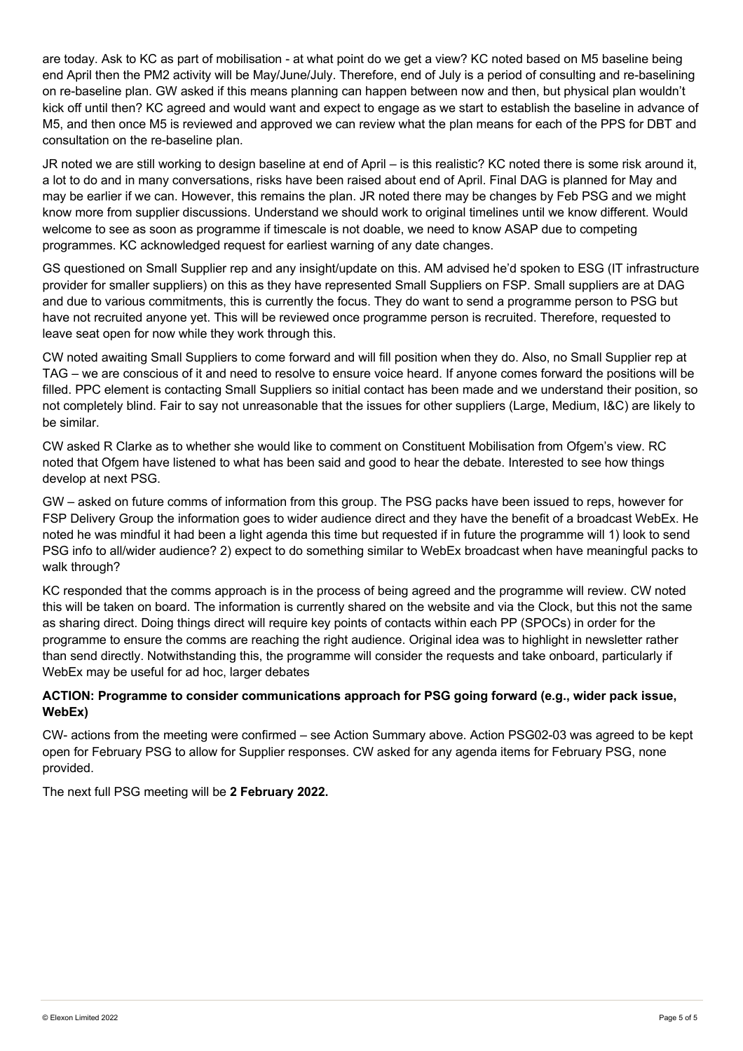are today. Ask to KC as part of mobilisation - at what point do we get a view? KC noted based on M5 baseline being end April then the PM2 activity will be May/June/July. Therefore, end of July is a period of consulting and re-baselining on re-baseline plan. GW asked if this means planning can happen between now and then, but physical plan wouldn't kick off until then? KC agreed and would want and expect to engage as we start to establish the baseline in advance of M5, and then once M5 is reviewed and approved we can review what the plan means for each of the PPS for DBT and consultation on the re-baseline plan.

JR noted we are still working to design baseline at end of April – is this realistic? KC noted there is some risk around it, a lot to do and in many conversations, risks have been raised about end of April. Final DAG is planned for May and may be earlier if we can. However, this remains the plan. JR noted there may be changes by Feb PSG and we might know more from supplier discussions. Understand we should work to original timelines until we know different. Would welcome to see as soon as programme if timescale is not doable, we need to know ASAP due to competing programmes. KC acknowledged request for earliest warning of any date changes.

GS questioned on Small Supplier rep and any insight/update on this. AM advised he'd spoken to ESG (IT infrastructure provider for smaller suppliers) on this as they have represented Small Suppliers on FSP. Small suppliers are at DAG and due to various commitments, this is currently the focus. They do want to send a programme person to PSG but have not recruited anyone yet. This will be reviewed once programme person is recruited. Therefore, requested to leave seat open for now while they work through this.

CW noted awaiting Small Suppliers to come forward and will fill position when they do. Also, no Small Supplier rep at TAG – we are conscious of it and need to resolve to ensure voice heard. If anyone comes forward the positions will be filled. PPC element is contacting Small Suppliers so initial contact has been made and we understand their position, so not completely blind. Fair to say not unreasonable that the issues for other suppliers (Large, Medium, I&C) are likely to be similar.

CW asked R Clarke as to whether she would like to comment on Constituent Mobilisation from Ofgem's view. RC noted that Ofgem have listened to what has been said and good to hear the debate. Interested to see how things develop at next PSG.

GW – asked on future comms of information from this group. The PSG packs have been issued to reps, however for FSP Delivery Group the information goes to wider audience direct and they have the benefit of a broadcast WebEx. He noted he was mindful it had been a light agenda this time but requested if in future the programme will 1) look to send PSG info to all/wider audience? 2) expect to do something similar to WebEx broadcast when have meaningful packs to walk through?

KC responded that the comms approach is in the process of being agreed and the programme will review. CW noted this will be taken on board. The information is currently shared on the website and via the Clock, but this not the same as sharing direct. Doing things direct will require key points of contacts within each PP (SPOCs) in order for the programme to ensure the comms are reaching the right audience. Original idea was to highlight in newsletter rather than send directly. Notwithstanding this, the programme will consider the requests and take onboard, particularly if WebEx may be useful for ad hoc, larger debates

**ACTION: Programme to consider communications approach for PSG going forward (e.g., wider pack issue, WebEx)**

CW- actions from the meeting were confirmed – see Action Summary above. Action PSG02-03 was agreed to be kept open for February PSG to allow for Supplier responses. CW asked for any agenda items for February PSG, none provided.

The next full PSG meeting will be **2 February 2022.**

© Elexon Limited 2022